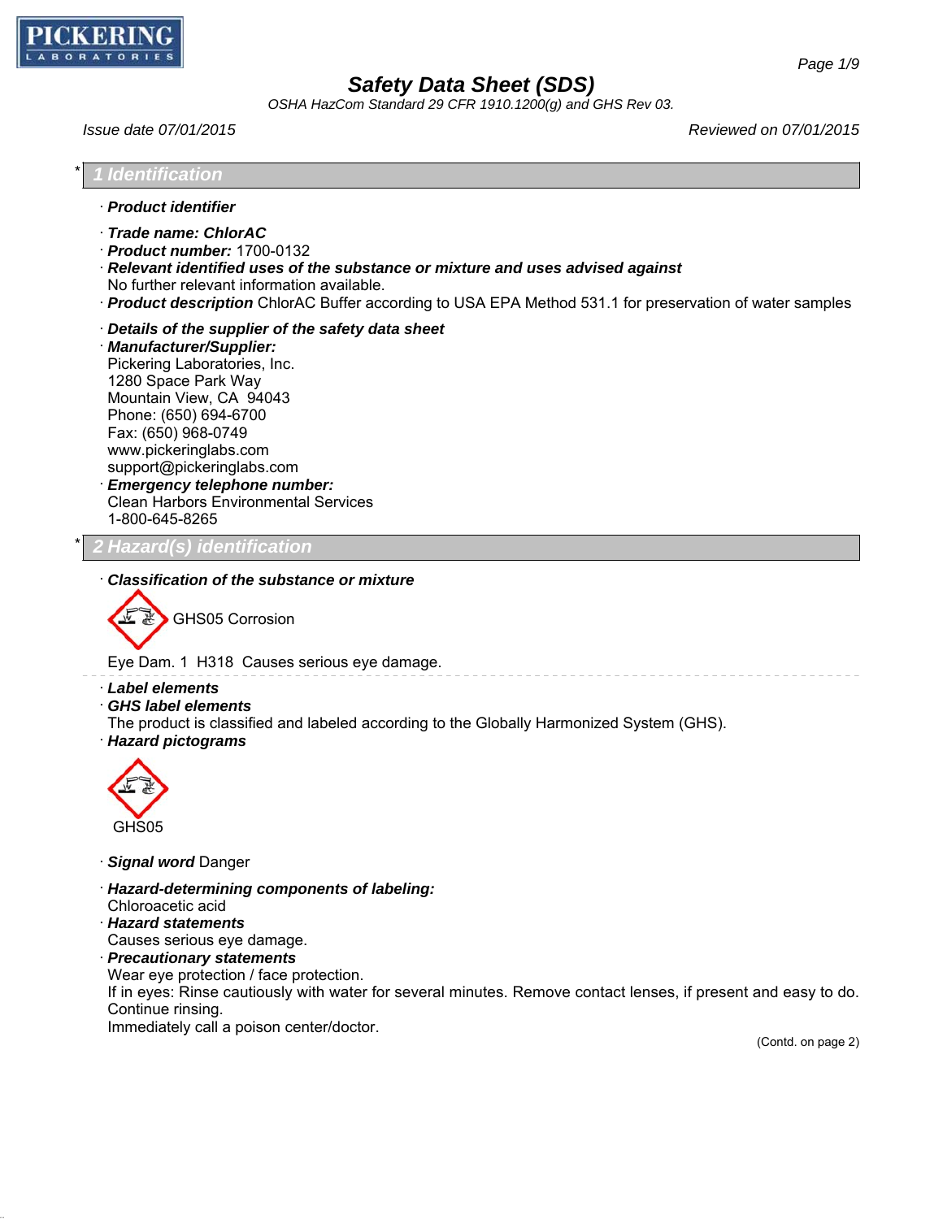# Safety Data Sheet (SDS)

*OSHA HazCom Standard 29 CFR 1910.1200(g) and GHS Rev 03.*

*Issue date 07/01/2015* *Reviewed on 07/01/2015*

## * 1 Identification

· ***Product identifier***

· ***Trade name: ChlorAC***

· ***Product number:*** 1700-0132

· ***Relevant identified uses of the substance or mixture and uses advised against***
No further relevant information available.

· ***Product description*** ChlorAC Buffer according to USA EPA Method 531.1 for preservation of water samples

· ***Details of the supplier of the safety data sheet***

· ***Manufacturer/Supplier:***
Pickering Laboratories, Inc.
1280 Space Park Way
Mountain View, CA 94043
Phone: (650) 694-6700
Fax: (650) 968-0749
www.pickeringlabs.com
support@pickeringlabs.com

· ***Emergency telephone number:***
Clean Harbors Environmental Services
1-800-645-8265

## * 2 Hazard(s) identification

· ***Classification of the substance or mixture***

GHS05 Corrosion

Eye Dam. 1 H318 Causes serious eye damage.

---

· ***Label elements***

· ***GHS label elements***
The product is classified and labeled according to the Globally Harmonized System (GHS).

· ***Hazard pictograms***

GHS05

· ***Signal word*** Danger

· ***Hazard-determining components of labeling:***
Chloroacetic acid

· ***Hazard statements***
Causes serious eye damage.

· ***Precautionary statements***
Wear eye protection / face protection.
If in eyes: Rinse cautiously with water for several minutes. Remove contact lenses, if present and easy to do. Continue rinsing.
Immediately call a poison center/doctor.

(Contd. on page 2)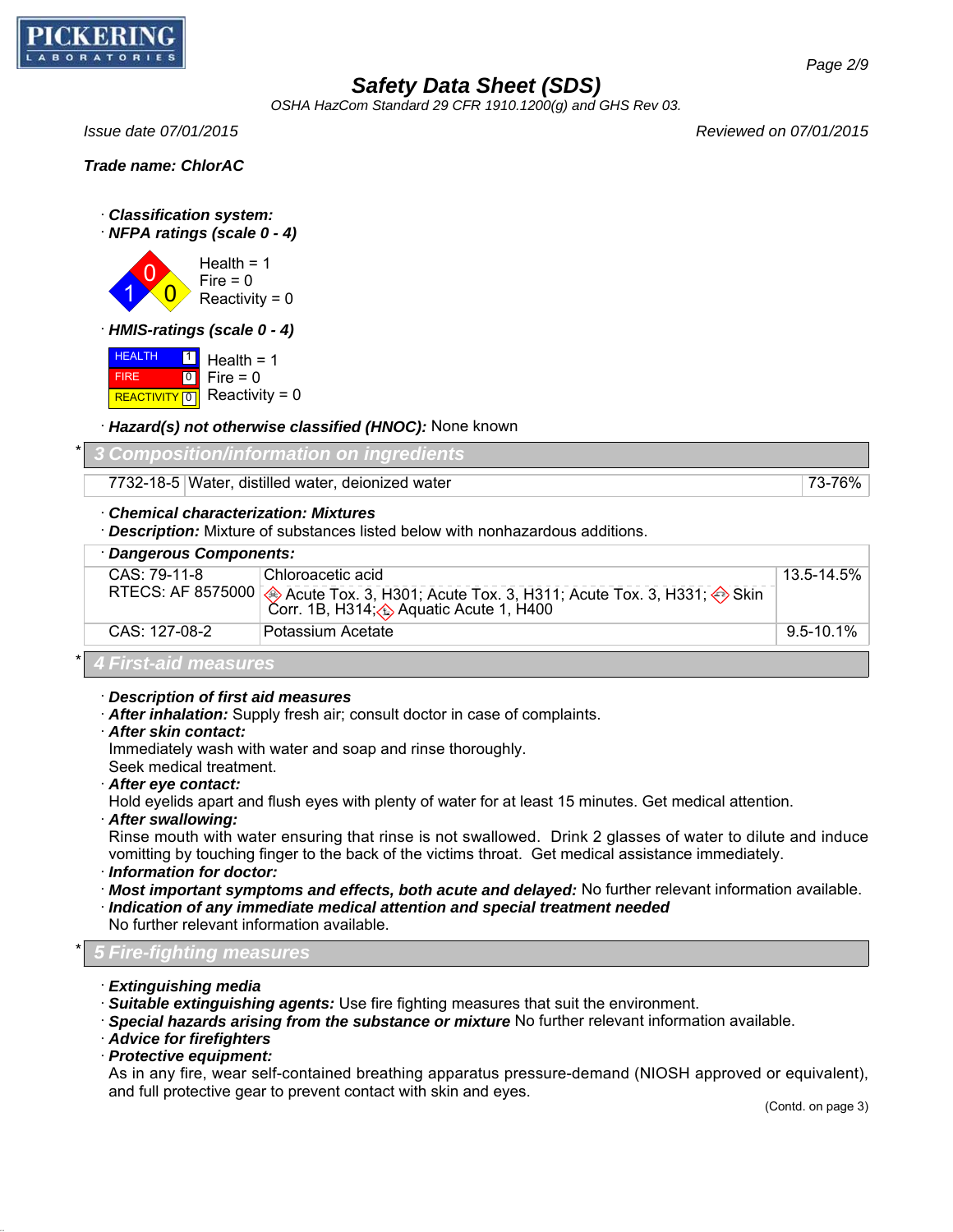Trade name: ChlorAC

· **Classification system:**

· **NFPA ratings (scale 0 - 4)**

Health = 1
Fire = 0
Reactivity = 0

· **HMIS-ratings (scale 0 - 4)**

| | |
|---|---|
| HEALTH | 1 |
| FIRE | 0 |
| REACTIVITY | 0 |

Health = 1
Fire = 0
Reactivity = 0

· **Hazard(s) not otherwise classified (HNOC):** None known

## * 3 Composition/information on ingredients

| | | |
|---|---|---|
| 7732-18-5 | Water, distilled water, deionized water | 73-76% |

· **Chemical characterization: Mixtures**

· **Description:** Mixture of substances listed below with nonhazardous additions.

| · **Dangerous Components:** | | |
|---|---|---|
| CAS: 79-11-8<br>RTECS: AF 8575000 | Chloroacetic acid<br>Acute Tox. 3, H301; Acute Tox. 3, H311; Acute Tox. 3, H331; Skin Corr. 1B, H314; Aquatic Acute 1, H400 | 13.5-14.5% |
| CAS: 127-08-2 | Potassium Acetate | 9.5-10.1% |

## * 4 First-aid measures

· **Description of first aid measures**

· **After inhalation:** Supply fresh air; consult doctor in case of complaints.

· **After skin contact:**
Immediately wash with water and soap and rinse thoroughly.
Seek medical treatment.

· **After eye contact:**
Hold eyelids apart and flush eyes with plenty of water for at least 15 minutes. Get medical attention.

· **After swallowing:**
Rinse mouth with water ensuring that rinse is not swallowed. Drink 2 glasses of water to dilute and induce vomitting by touching finger to the back of the victims throat. Get medical assistance immediately.

· **Information for doctor:**

· **Most important symptoms and effects, both acute and delayed:** No further relevant information available.

· **Indication of any immediate medical attention and special treatment needed**
No further relevant information available.

## * 5 Fire-fighting measures

· **Extinguishing media**

· **Suitable extinguishing agents:** Use fire fighting measures that suit the environment.

· **Special hazards arising from the substance or mixture** No further relevant information available.

· **Advice for firefighters**

· **Protective equipment:**
As in any fire, wear self-contained breathing apparatus pressure-demand (NIOSH approved or equivalent), and full protective gear to prevent contact with skin and eyes.

(Contd. on page 3)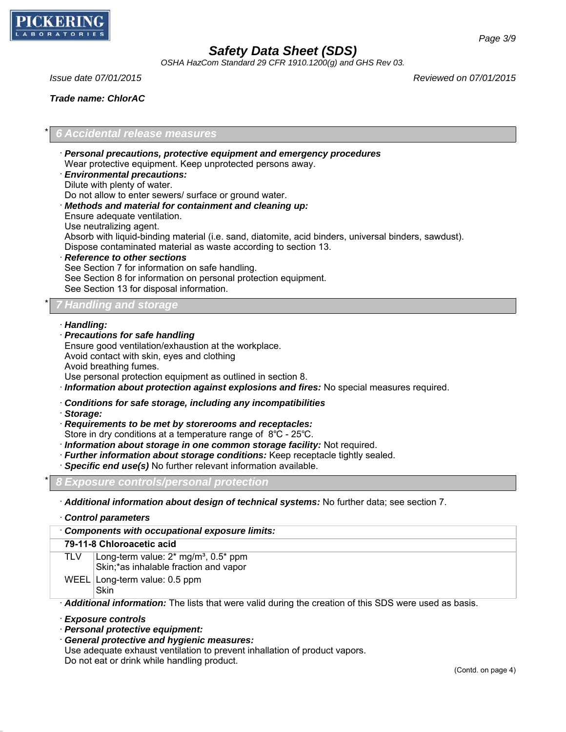**Trade name: ChlorAC**

## * 6 Accidental release measures

· ***Personal precautions, protective equipment and emergency procedures***
Wear protective equipment. Keep unprotected persons away.
· ***Environmental precautions:***
Dilute with plenty of water.
Do not allow to enter sewers/ surface or ground water.
· ***Methods and material for containment and cleaning up:***
Ensure adequate ventilation.
Use neutralizing agent.
Absorb with liquid-binding material (i.e. sand, diatomite, acid binders, universal binders, sawdust).
Dispose contaminated material as waste according to section 13.
· ***Reference to other sections***
See Section 7 for information on safe handling.
See Section 8 for information on personal protection equipment.
See Section 13 for disposal information.

## * 7 Handling and storage

· ***Handling:***
· ***Precautions for safe handling***
Ensure good ventilation/exhaustion at the workplace.
Avoid contact with skin, eyes and clothing
Avoid breathing fumes.
Use personal protection equipment as outlined in section 8.
· ***Information about protection against explosions and fires:*** No special measures required.

· ***Conditions for safe storage, including any incompatibilities***
· ***Storage:***
· ***Requirements to be met by storerooms and receptacles:***
Store in dry conditions at a temperature range of 8℃ - 25℃.
· ***Information about storage in one common storage facility:*** Not required.
· ***Further information about storage conditions:*** Keep receptacle tightly sealed.
· ***Specific end use(s)*** No further relevant information available.

## * 8 Exposure controls/personal protection

· ***Additional information about design of technical systems:*** No further data; see section 7.

· ***Control parameters***

| · ***Components with occupational exposure limits:*** | |
|---|---|
| **79-11-8 Chloroacetic acid** | |
| TLV | Long-term value: 2* mg/m³, 0.5* ppm<br>Skin;*as inhalable fraction and vapor |
| WEEL | Long-term value: 0.5 ppm<br>Skin |

· ***Additional information:*** The lists that were valid during the creation of this SDS were used as basis.

· ***Exposure controls***
· ***Personal protective equipment:***
· ***General protective and hygienic measures:***
Use adequate exhaust ventilation to prevent inhallation of product vapors.
Do not eat or drink while handling product.

(Contd. on page 4)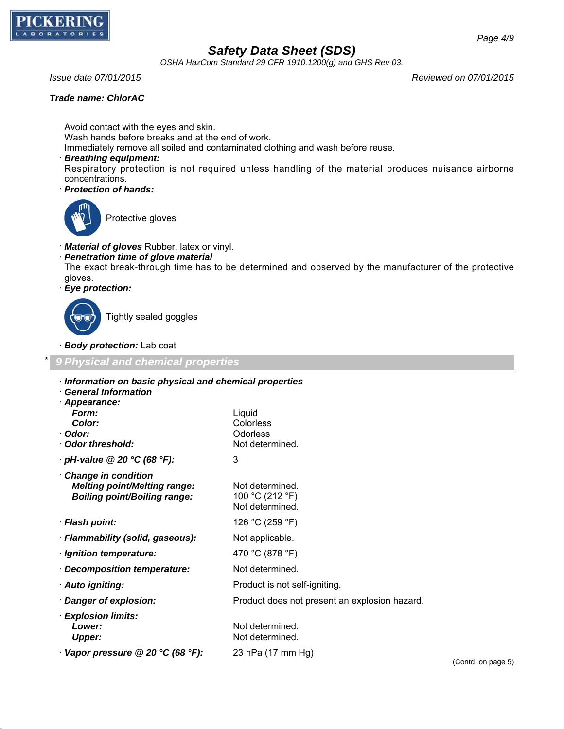Trade name: ChlorAC

Avoid contact with the eyes and skin.
Wash hands before breaks and at the end of work.
Immediately remove all soiled and contaminated clothing and wash before reuse.

· **Breathing equipment:**
Respiratory protection is not required unless handling of the material produces nuisance airborne concentrations.

· **Protection of hands:**

Protective gloves

· **Material of gloves** Rubber, latex or vinyl.

· **Penetration time of glove material**
The exact break-through time has to be determined and observed by the manufacturer of the protective gloves.

· **Eye protection:**

Tightly sealed goggles

· **Body protection:** Lab coat

## * 9 Physical and chemical properties

· **Information on basic physical and chemical properties**
· **General Information**

| | |
|---|---|
| · **Appearance:** | |
| **Form:** | Liquid |
| **Color:** | Colorless |
| · **Odor:** | Odorless |
| · **Odor threshold:** | Not determined. |
| · **pH-value @ 20 °C (68 °F):** | 3 |
| · **Change in condition** | |
| **Melting point/Melting range:** | Not determined. |
| **Boiling point/Boiling range:** | 100 °C (212 °F) |
| | Not determined. |
| · **Flash point:** | 126 °C (259 °F) |
| · **Flammability (solid, gaseous):** | Not applicable. |
| · **Ignition temperature:** | 470 °C (878 °F) |
| · **Decomposition temperature:** | Not determined. |
| · **Auto igniting:** | Product is not self-igniting. |
| · **Danger of explosion:** | Product does not present an explosion hazard. |
| · **Explosion limits:** | |
| **Lower:** | Not determined. |
| **Upper:** | Not determined. |
| · **Vapor pressure @ 20 °C (68 °F):** | 23 hPa (17 mm Hg) |

(Contd. on page 5)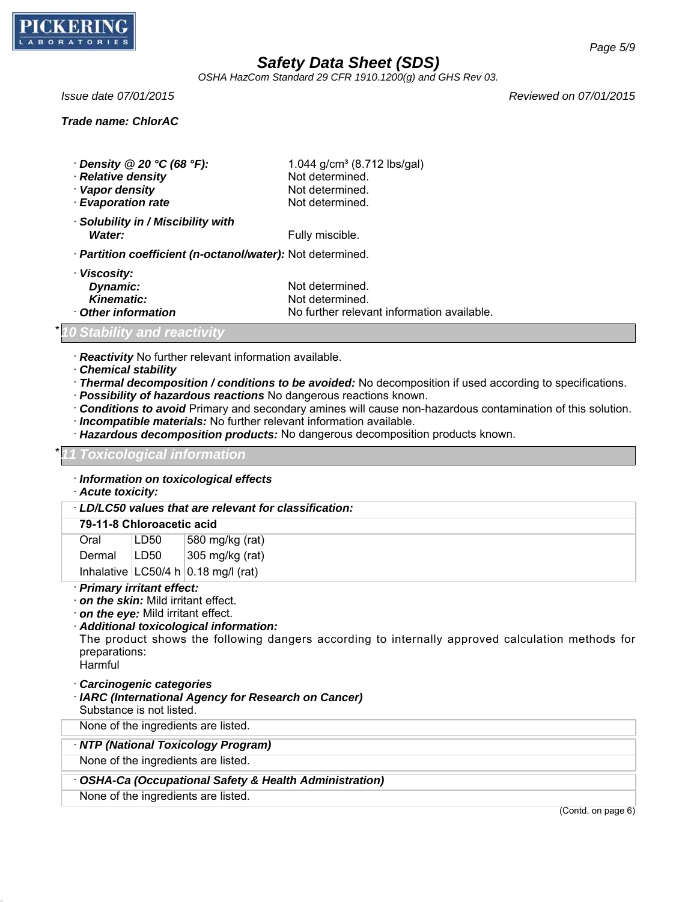*Trade name:* ***ChlorAC***

· ***Density @ 20 °C (68 °F):*** 1.044 g/cm³ (8.712 lbs/gal)
· ***Relative density*** Not determined.
· ***Vapor density*** Not determined.
· ***Evaporation rate*** Not determined.

· ***Solubility in / Miscibility with***
***Water:*** Fully miscible.

· ***Partition coefficient (n-octanol/water):*** Not determined.

· ***Viscosity:***
***Dynamic:*** Not determined.
***Kinematic:*** Not determined.
· ***Other information*** No further relevant information available.

## * 10 Stability and reactivity

· ***Reactivity*** No further relevant information available.
· ***Chemical stability***
· ***Thermal decomposition / conditions to be avoided:*** No decomposition if used according to specifications.
· ***Possibility of hazardous reactions*** No dangerous reactions known.
· ***Conditions to avoid*** Primary and secondary amines will cause non-hazardous contamination of this solution.
· ***Incompatible materials:*** No further relevant information available.
· ***Hazardous decomposition products:*** No dangerous decomposition products known.

## * 11 Toxicological information

· ***Information on toxicological effects***
· ***Acute toxicity:***

· ***LD/LC50 values that are relevant for classification:***

| **79-11-8 Chloroacetic acid** | | |
|---|---|---|
| Oral | LD50 | 580 mg/kg (rat) |
| Dermal | LD50 | 305 mg/kg (rat) |
| Inhalative | LC50/4 h | 0.18 mg/l (rat) |

· ***Primary irritant effect:***
· ***on the skin:*** Mild irritant effect.
· ***on the eye:*** Mild irritant effect.
· ***Additional toxicological information:***
The product shows the following dangers according to internally approved calculation methods for preparations:
Harmful

· ***Carcinogenic categories***
· ***IARC (International Agency for Research on Cancer)***
Substance is not listed.

None of the ingredients are listed.

· ***NTP (National Toxicology Program)***

None of the ingredients are listed.

· ***OSHA-Ca (Occupational Safety & Health Administration)***

None of the ingredients are listed.

(Contd. on page 6)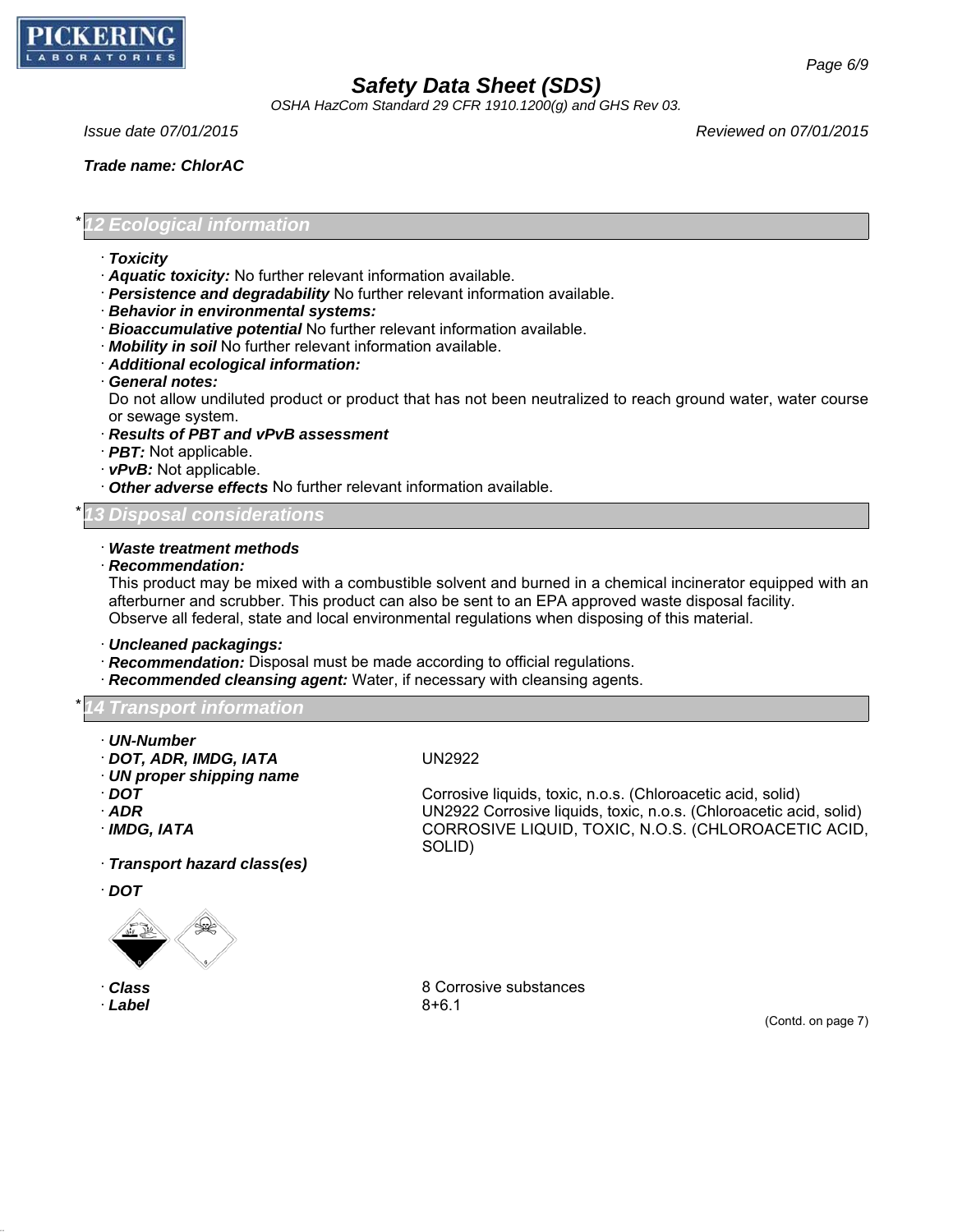Issue date 07/01/2015 Reviewed on 07/01/2015

**Trade name: ChlorAC**

## * 12 Ecological information

- ***Toxicity***
- ***Aquatic toxicity:*** No further relevant information available.
- ***Persistence and degradability*** No further relevant information available.
- ***Behavior in environmental systems:***
- ***Bioaccumulative potential*** No further relevant information available.
- ***Mobility in soil*** No further relevant information available.
- ***Additional ecological information:***
- ***General notes:***
  Do not allow undiluted product or product that has not been neutralized to reach ground water, water course or sewage system.
- ***Results of PBT and vPvB assessment***
- ***PBT:*** Not applicable.
- ***vPvB:*** Not applicable.
- ***Other adverse effects*** No further relevant information available.

## * 13 Disposal considerations

- ***Waste treatment methods***
- ***Recommendation:***
  This product may be mixed with a combustible solvent and burned in a chemical incinerator equipped with an afterburner and scrubber. This product can also be sent to an EPA approved waste disposal facility.
  Observe all federal, state and local environmental regulations when disposing of this material.

- ***Uncleaned packagings:***
- ***Recommendation:*** Disposal must be made according to official regulations.
- ***Recommended cleansing agent:*** Water, if necessary with cleansing agents.

## * 14 Transport information

- ***UN-Number***
- ***DOT, ADR, IMDG, IATA*** UN2922
- ***UN proper shipping name***
- ***DOT*** Corrosive liquids, toxic, n.o.s. (Chloroacetic acid, solid)
- ***ADR*** UN2922 Corrosive liquids, toxic, n.o.s. (Chloroacetic acid, solid)
- ***IMDG, IATA*** CORROSIVE LIQUID, TOXIC, N.O.S. (CHLOROACETIC ACID, SOLID)

- ***Transport hazard class(es)***

- ***DOT***

- ***Class*** 8 Corrosive substances
- ***Label*** 8+6.1

(Contd. on page 7)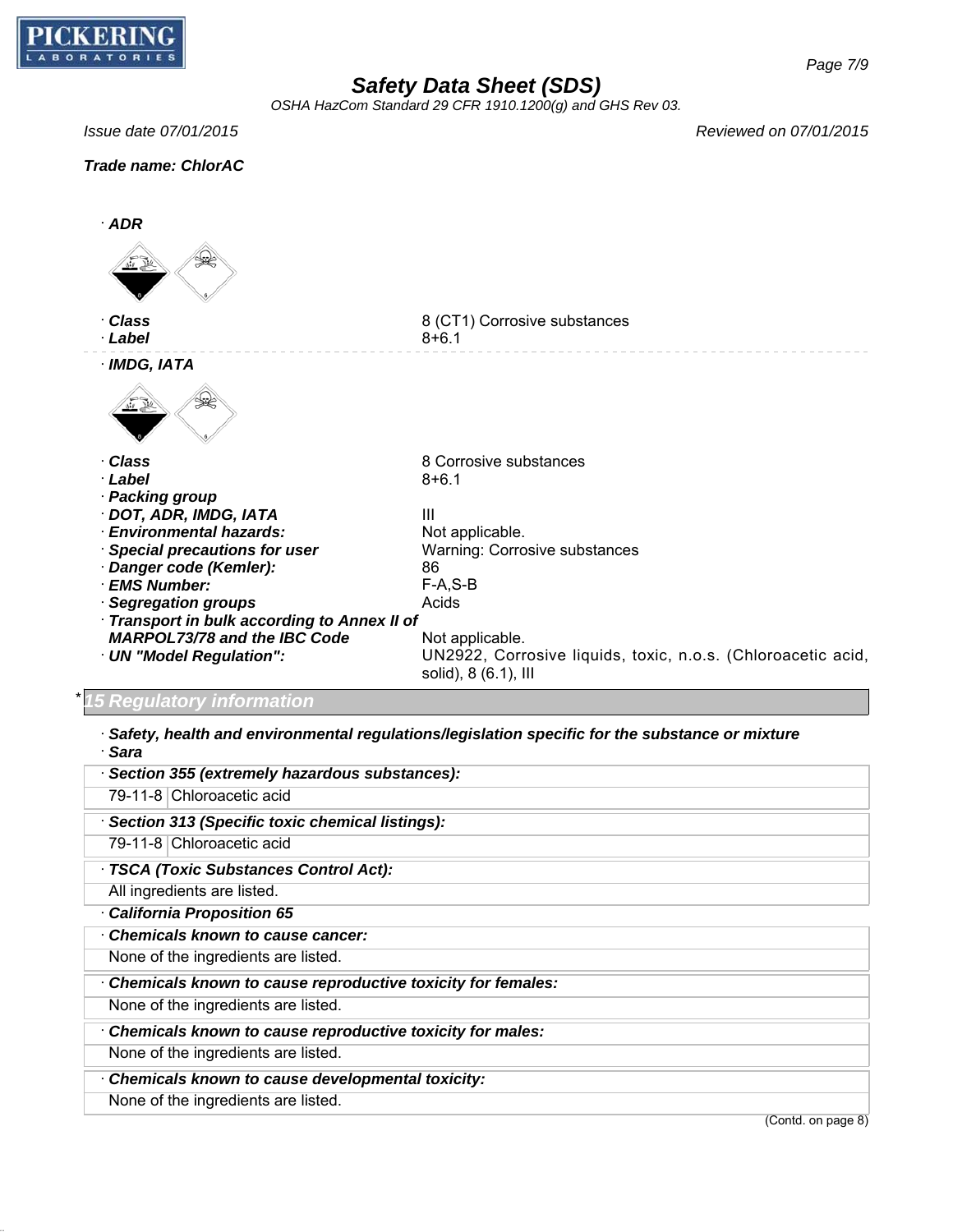# Safety Data Sheet (SDS)

OSHA HazCom Standard 29 CFR 1910.1200(g) and GHS Rev 03.

Issue date 07/01/2015 Reviewed on 07/01/2015

**Trade name: ChlorAC**

· **ADR**

· **Class** 8 (CT1) Corrosive substances
· **Label** 8+6.1

· **IMDG, IATA**

· **Class** 8 Corrosive substances
· **Label** 8+6.1
· **Packing group**
· **DOT, ADR, IMDG, IATA** III
· **Environmental hazards:** Not applicable.
· **Special precautions for user** Warning: Corrosive substances
· **Danger code (Kemler):** 86
· **EMS Number:** F-A,S-B
· **Segregation groups** Acids
· **Transport in bulk according to Annex II of MARPOL73/78 and the IBC Code** Not applicable.
· **UN "Model Regulation":** UN2922, Corrosive liquids, toxic, n.o.s. (Chloroacetic acid, solid), 8 (6.1), III

## * 15 Regulatory information

· **Safety, health and environmental regulations/legislation specific for the substance or mixture**
· **Sara**

· **Section 355 (extremely hazardous substances):**

| | |
|---|---|
| 79-11-8 | Chloroacetic acid |

· **Section 313 (Specific toxic chemical listings):**

| | |
|---|---|
| 79-11-8 | Chloroacetic acid |

· **TSCA (Toxic Substances Control Act):**

All ingredients are listed.

· **California Proposition 65**

· **Chemicals known to cause cancer:**

None of the ingredients are listed.

· **Chemicals known to cause reproductive toxicity for females:**

None of the ingredients are listed.

· **Chemicals known to cause reproductive toxicity for males:**

None of the ingredients are listed.

· **Chemicals known to cause developmental toxicity:**

None of the ingredients are listed.

(Contd. on page 8)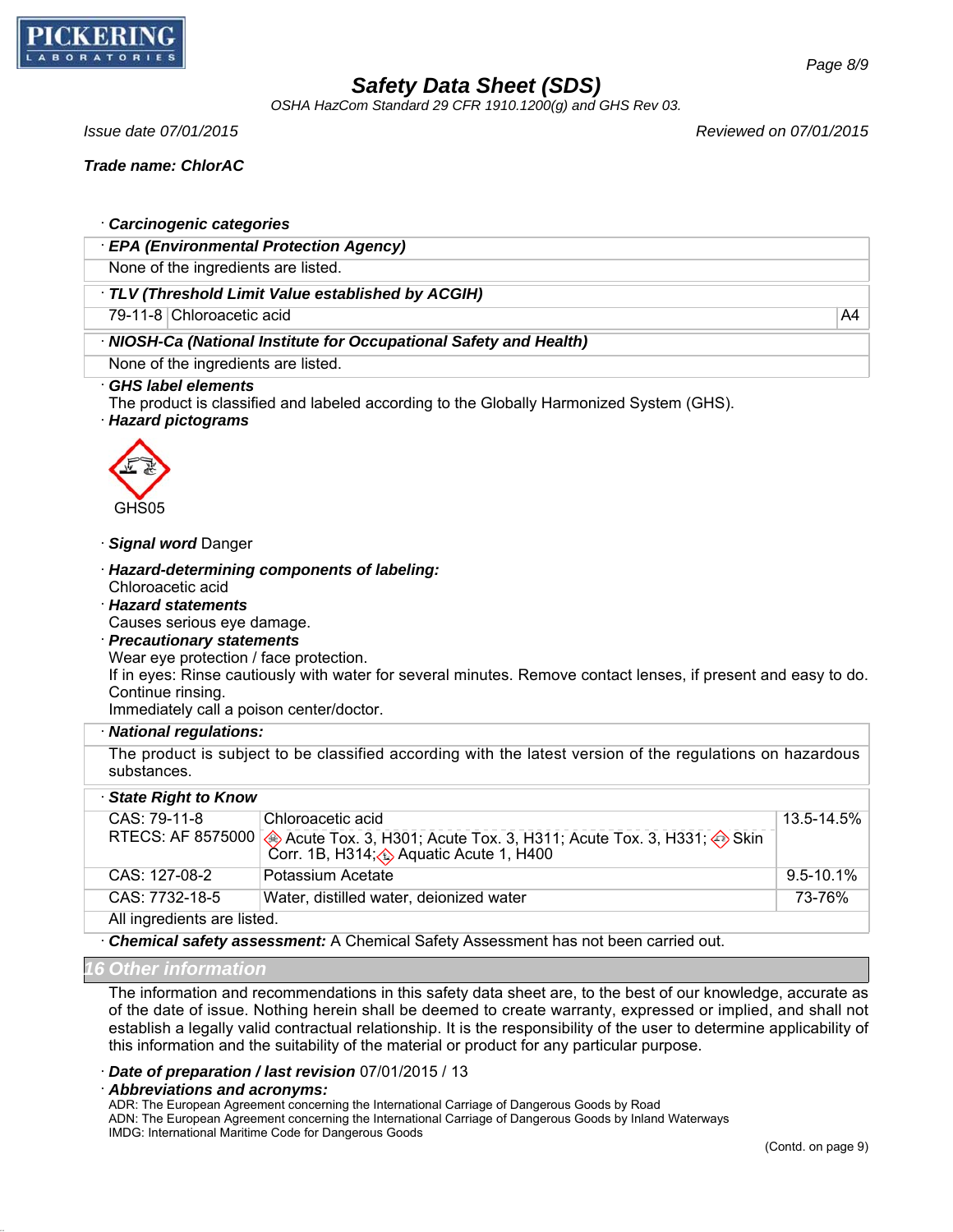**Trade name: ChlorAC**

· ***Carcinogenic categories***

| · ***EPA (Environmental Protection Agency)*** | | |
|---|---|---|
| None of the ingredients are listed. | | |
| · ***TLV (Threshold Limit Value established by ACGIH)*** | | |
| 79-11-8 | Chloroacetic acid | A4 |
| · ***NIOSH-Ca (National Institute for Occupational Safety and Health)*** | | |
| None of the ingredients are listed. | | |

· ***GHS label elements***
The product is classified and labeled according to the Globally Harmonized System (GHS).

· ***Hazard pictograms***

GHS05

· ***Signal word*** Danger

· ***Hazard-determining components of labeling:***
Chloroacetic acid

· ***Hazard statements***
Causes serious eye damage.

· ***Precautionary statements***
Wear eye protection / face protection.
If in eyes: Rinse cautiously with water for several minutes. Remove contact lenses, if present and easy to do. Continue rinsing.
Immediately call a poison center/doctor.

· ***National regulations:***
The product is subject to be classified according with the latest version of the regulations on hazardous substances.

| · ***State Right to Know*** | | |
|---|---|---|
| CAS: 79-11-8<br>RTECS: AF 8575000 | Chloroacetic acid<br>Acute Tox. 3, H301; Acute Tox. 3, H311; Acute Tox. 3, H331; Skin Corr. 1B, H314; Aquatic Acute 1, H400 | 13.5-14.5% |
| CAS: 127-08-2 | Potassium Acetate | 9.5-10.1% |
| CAS: 7732-18-5 | Water, distilled water, deionized water | 73-76% |
| All ingredients are listed. | | |

· ***Chemical safety assessment:*** A Chemical Safety Assessment has not been carried out.

## 16 Other information

The information and recommendations in this safety data sheet are, to the best of our knowledge, accurate as of the date of issue. Nothing herein shall be deemed to create warranty, expressed or implied, and shall not establish a legally valid contractual relationship. It is the responsibility of the user to determine applicability of this information and the suitability of the material or product for any particular purpose.

· ***Date of preparation / last revision*** 07/01/2015 / 13

· ***Abbreviations and acronyms:***
ADR: The European Agreement concerning the International Carriage of Dangerous Goods by Road
ADN: The European Agreement concerning the International Carriage of Dangerous Goods by Inland Waterways
IMDG: International Maritime Code for Dangerous Goods

(Contd. on page 9)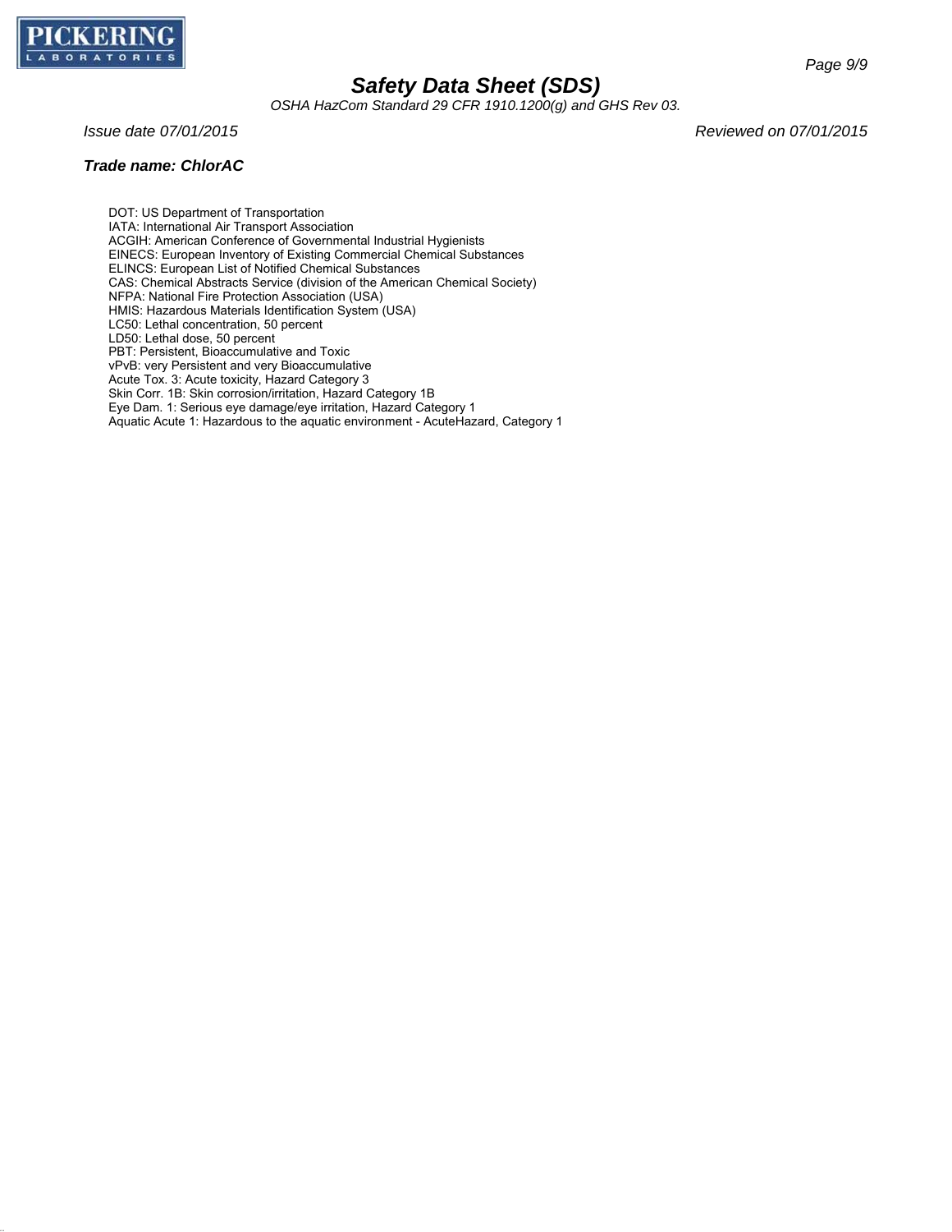Trade name: ChlorAC

DOT: US Department of Transportation
IATA: International Air Transport Association
ACGIH: American Conference of Governmental Industrial Hygienists
EINECS: European Inventory of Existing Commercial Chemical Substances
ELINCS: European List of Notified Chemical Substances
CAS: Chemical Abstracts Service (division of the American Chemical Society)
NFPA: National Fire Protection Association (USA)
HMIS: Hazardous Materials Identification System (USA)
LC50: Lethal concentration, 50 percent
LD50: Lethal dose, 50 percent
PBT: Persistent, Bioaccumulative and Toxic
vPvB: very Persistent and very Bioaccumulative
Acute Tox. 3: Acute toxicity, Hazard Category 3
Skin Corr. 1B: Skin corrosion/irritation, Hazard Category 1B
Eye Dam. 1: Serious eye damage/eye irritation, Hazard Category 1
Aquatic Acute 1: Hazardous to the aquatic environment - AcuteHazard, Category 1